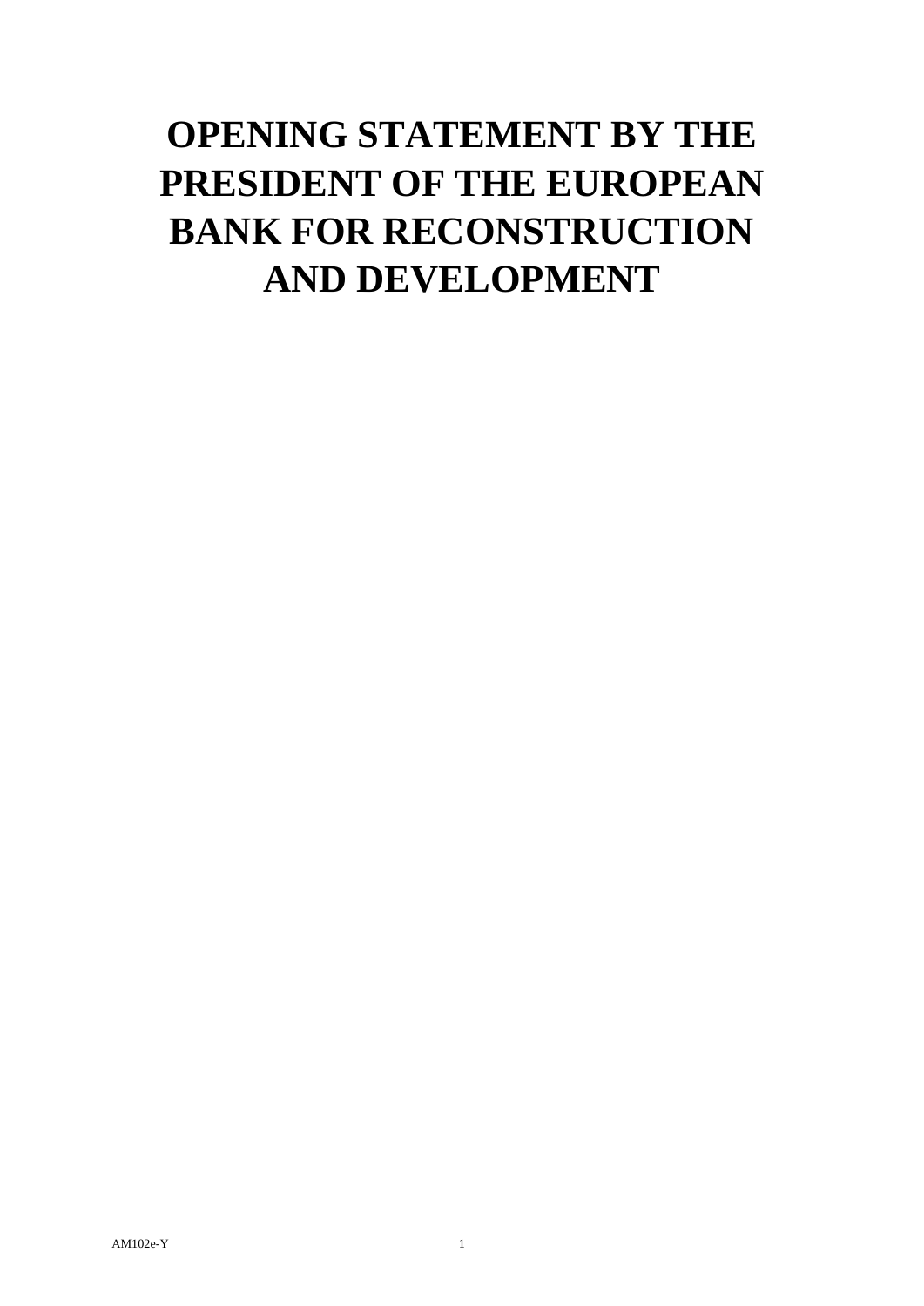# OPENING STATEMENT BY THE PRESIDENT OF THE EUROPEAN BANK FOR RECONSTRUCTION AND DEVELOPMENT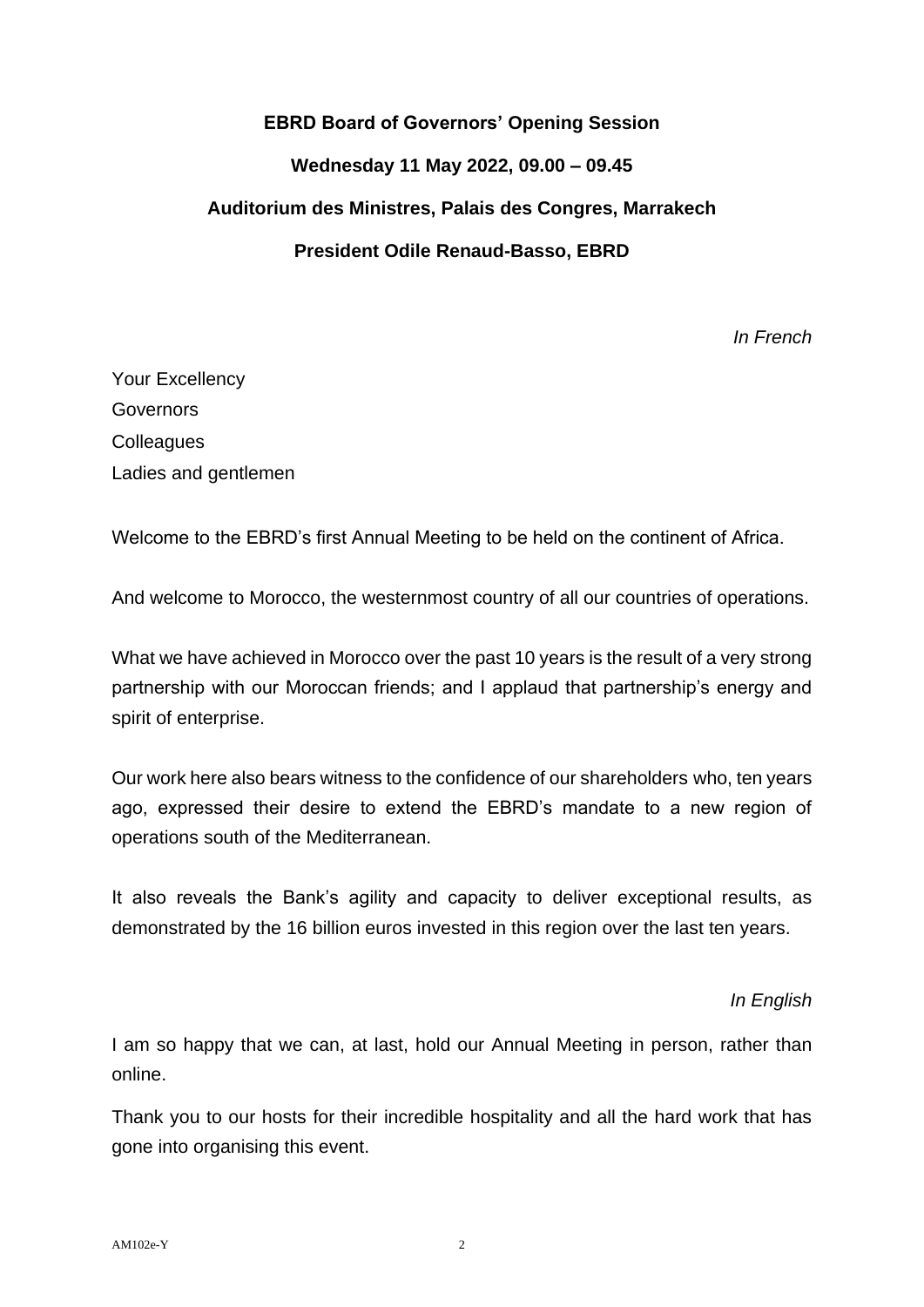**EBRD Board of Governors' Opening Session**

**Wednesday 11 May 2022, 09.00 – 09.45**

**Auditorium des Ministres, Palais des Congres, Marrakech**

**President Odile Renaud-Basso, EBRD**

*In French*

Your Excellency
Governors
Colleagues
Ladies and gentlemen

Welcome to the EBRD's first Annual Meeting to be held on the continent of Africa.

And welcome to Morocco, the westernmost country of all our countries of operations.

What we have achieved in Morocco over the past 10 years is the result of a very strong partnership with our Moroccan friends; and I applaud that partnership's energy and spirit of enterprise.

Our work here also bears witness to the confidence of our shareholders who, ten years ago, expressed their desire to extend the EBRD's mandate to a new region of operations south of the Mediterranean.

It also reveals the Bank's agility and capacity to deliver exceptional results, as demonstrated by the 16 billion euros invested in this region over the last ten years.

*In English*

I am so happy that we can, at last, hold our Annual Meeting in person, rather than online.

Thank you to our hosts for their incredible hospitality and all the hard work that has gone into organising this event.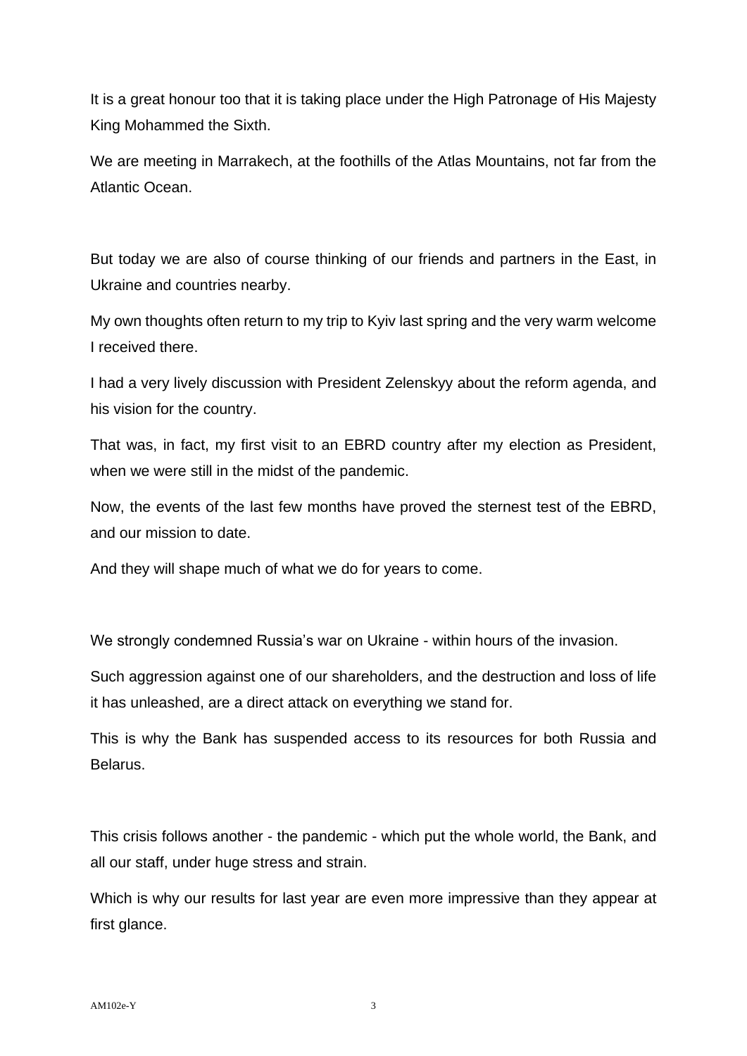It is a great honour too that it is taking place under the High Patronage of His Majesty King Mohammed the Sixth.

We are meeting in Marrakech, at the foothills of the Atlas Mountains, not far from the Atlantic Ocean.

But today we are also of course thinking of our friends and partners in the East, in Ukraine and countries nearby.

My own thoughts often return to my trip to Kyiv last spring and the very warm welcome I received there.

I had a very lively discussion with President Zelenskyy about the reform agenda, and his vision for the country.

That was, in fact, my first visit to an EBRD country after my election as President, when we were still in the midst of the pandemic.

Now, the events of the last few months have proved the sternest test of the EBRD, and our mission to date.

And they will shape much of what we do for years to come.

We strongly condemned Russia's war on Ukraine - within hours of the invasion.

Such aggression against one of our shareholders, and the destruction and loss of life it has unleashed, are a direct attack on everything we stand for.

This is why the Bank has suspended access to its resources for both Russia and Belarus.

This crisis follows another - the pandemic - which put the whole world, the Bank, and all our staff, under huge stress and strain.

Which is why our results for last year are even more impressive than they appear at first glance.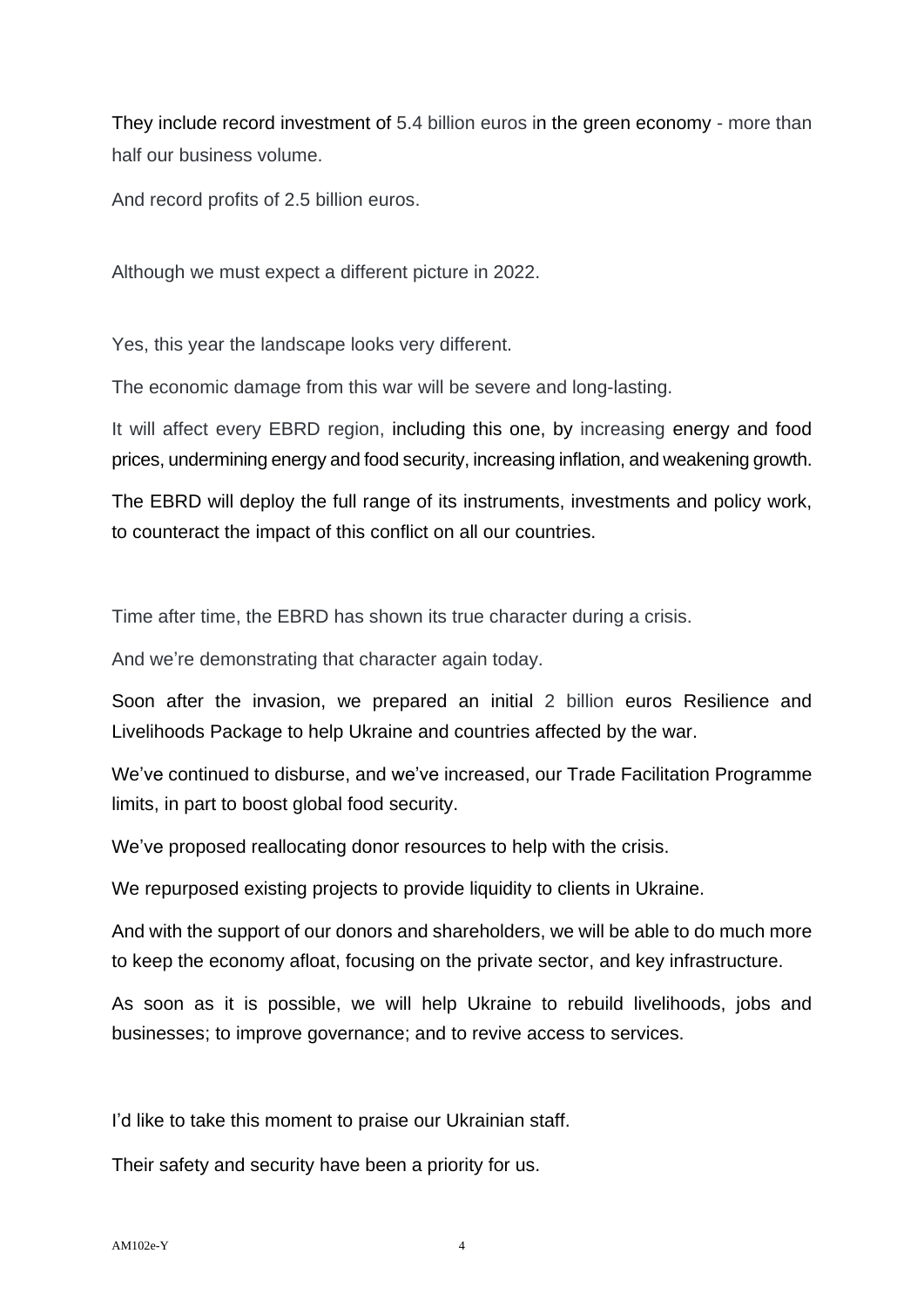They include record investment of 5.4 billion euros in the green economy - more than half our business volume.

And record profits of 2.5 billion euros.

Although we must expect a different picture in 2022.

Yes, this year the landscape looks very different.

The economic damage from this war will be severe and long-lasting.

It will affect every EBRD region, including this one, by increasing energy and food prices, undermining energy and food security, increasing inflation, and weakening growth.

The EBRD will deploy the full range of its instruments, investments and policy work, to counteract the impact of this conflict on all our countries.

Time after time, the EBRD has shown its true character during a crisis.

And we're demonstrating that character again today.

Soon after the invasion, we prepared an initial 2 billion euros Resilience and Livelihoods Package to help Ukraine and countries affected by the war.

We've continued to disburse, and we've increased, our Trade Facilitation Programme limits, in part to boost global food security.

We've proposed reallocating donor resources to help with the crisis.

We repurposed existing projects to provide liquidity to clients in Ukraine.

And with the support of our donors and shareholders, we will be able to do much more to keep the economy afloat, focusing on the private sector, and key infrastructure.

As soon as it is possible, we will help Ukraine to rebuild livelihoods, jobs and businesses; to improve governance; and to revive access to services.

I'd like to take this moment to praise our Ukrainian staff.

Their safety and security have been a priority for us.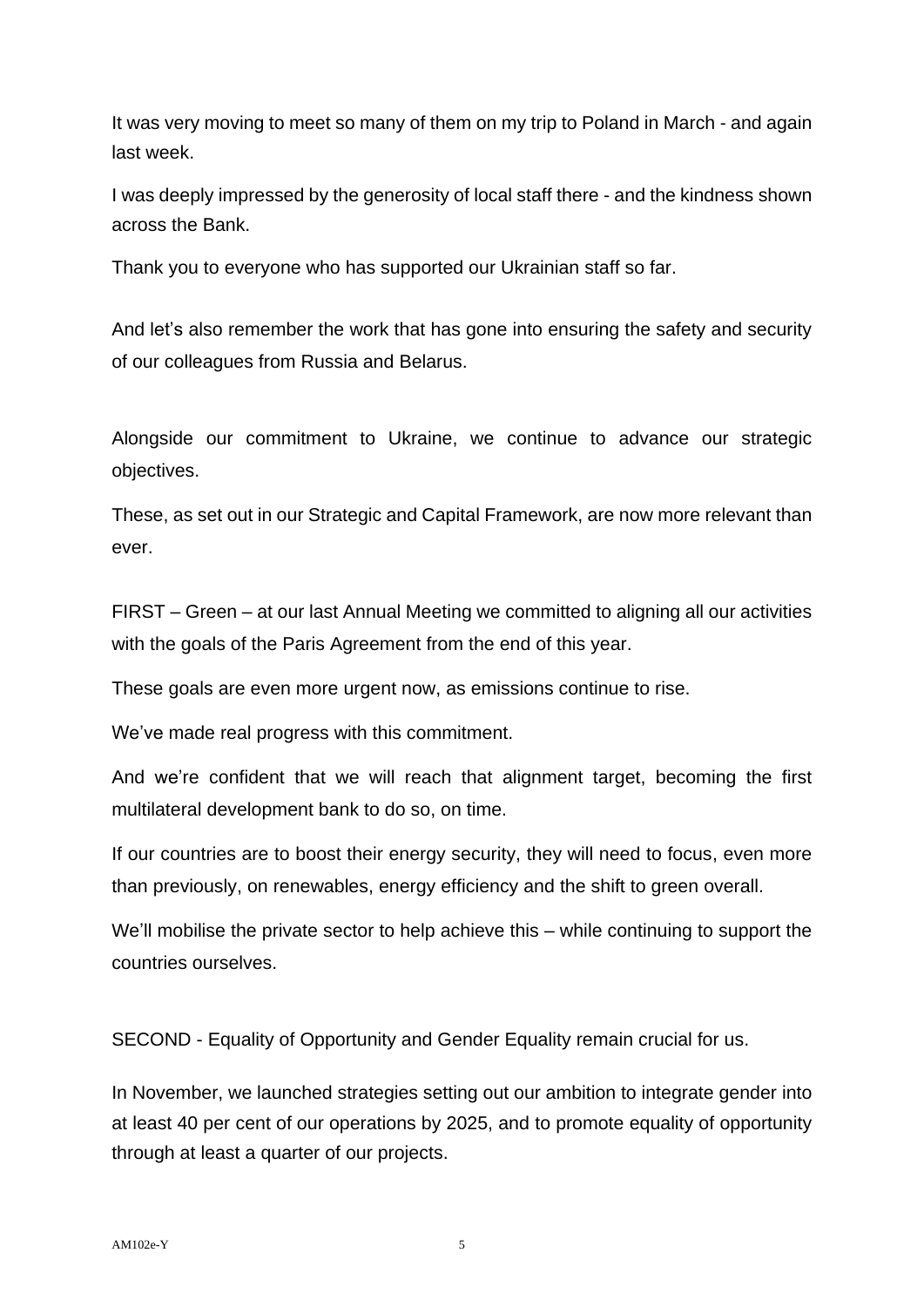It was very moving to meet so many of them on my trip to Poland in March - and again last week.

I was deeply impressed by the generosity of local staff there - and the kindness shown across the Bank.

Thank you to everyone who has supported our Ukrainian staff so far.

And let's also remember the work that has gone into ensuring the safety and security of our colleagues from Russia and Belarus.

Alongside our commitment to Ukraine, we continue to advance our strategic objectives.

These, as set out in our Strategic and Capital Framework, are now more relevant than ever.

FIRST – Green – at our last Annual Meeting we committed to aligning all our activities with the goals of the Paris Agreement from the end of this year.

These goals are even more urgent now, as emissions continue to rise.

We've made real progress with this commitment.

And we're confident that we will reach that alignment target, becoming the first multilateral development bank to do so, on time.

If our countries are to boost their energy security, they will need to focus, even more than previously, on renewables, energy efficiency and the shift to green overall.

We'll mobilise the private sector to help achieve this – while continuing to support the countries ourselves.

SECOND - Equality of Opportunity and Gender Equality remain crucial for us.

In November, we launched strategies setting out our ambition to integrate gender into at least 40 per cent of our operations by 2025, and to promote equality of opportunity through at least a quarter of our projects.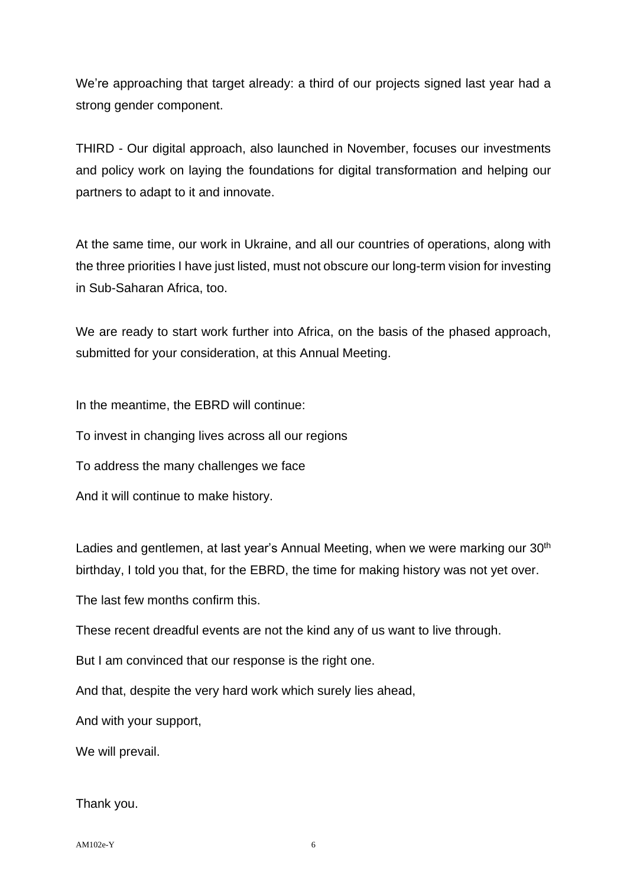We're approaching that target already: a third of our projects signed last year had a strong gender component.

THIRD - Our digital approach, also launched in November, focuses our investments and policy work on laying the foundations for digital transformation and helping our partners to adapt to it and innovate.

At the same time, our work in Ukraine, and all our countries of operations, along with the three priorities I have just listed, must not obscure our long-term vision for investing in Sub-Saharan Africa, too.

We are ready to start work further into Africa, on the basis of the phased approach, submitted for your consideration, at this Annual Meeting.

In the meantime, the EBRD will continue:

To invest in changing lives across all our regions

To address the many challenges we face

And it will continue to make history.

Ladies and gentlemen, at last year's Annual Meeting, when we were marking our 30th birthday, I told you that, for the EBRD, the time for making history was not yet over.

The last few months confirm this.

These recent dreadful events are not the kind any of us want to live through.

But I am convinced that our response is the right one.

And that, despite the very hard work which surely lies ahead,

And with your support,

We will prevail.

Thank you.

AM102e-Y